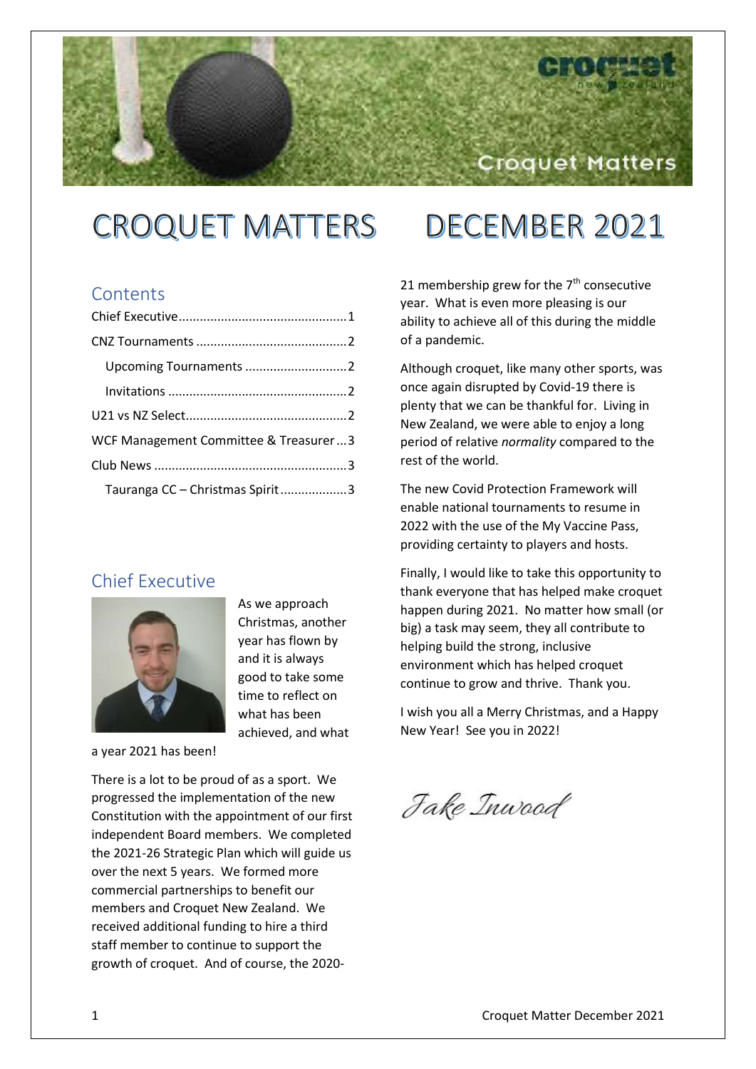# CROQUET MATTERS DECEMBER 2021

## Contents

- Chief Executive ........ 1
- CNZ Tournaments ........ 2
  - Upcoming Tournaments ........ 2
  - Invitations ........ 2
- U21 vs NZ Select ........ 2
- WCF Management Committee & Treasurer ........ 3
- Club News ........ 3
  - Tauranga CC – Christmas Spirit ........ 3

## Chief Executive

As we approach Christmas, another year has flown by and it is always good to take some time to reflect on what has been achieved, and what a year 2021 has been!

There is a lot to be proud of as a sport. We progressed the implementation of the new Constitution with the appointment of our first independent Board members. We completed the 2021-26 Strategic Plan which will guide us over the next 5 years. We formed more commercial partnerships to benefit our members and Croquet New Zealand. We received additional funding to hire a third staff member to continue to support the growth of croquet. And of course, the 2020-21 membership grew for the 7th consecutive year. What is even more pleasing is our ability to achieve all of this during the middle of a pandemic.

Although croquet, like many other sports, was once again disrupted by Covid-19 there is plenty that we can be thankful for. Living in New Zealand, we were able to enjoy a long period of relative *normality* compared to the rest of the world.

The new Covid Protection Framework will enable national tournaments to resume in 2022 with the use of the My Vaccine Pass, providing certainty to players and hosts.

Finally, I would like to take this opportunity to thank everyone that has helped make croquet happen during 2021. No matter how small (or big) a task may seem, they all contribute to helping build the strong, inclusive environment which has helped croquet continue to grow and thrive. Thank you.

I wish you all a Merry Christmas, and a Happy New Year! See you in 2022!

*Jake Inwood*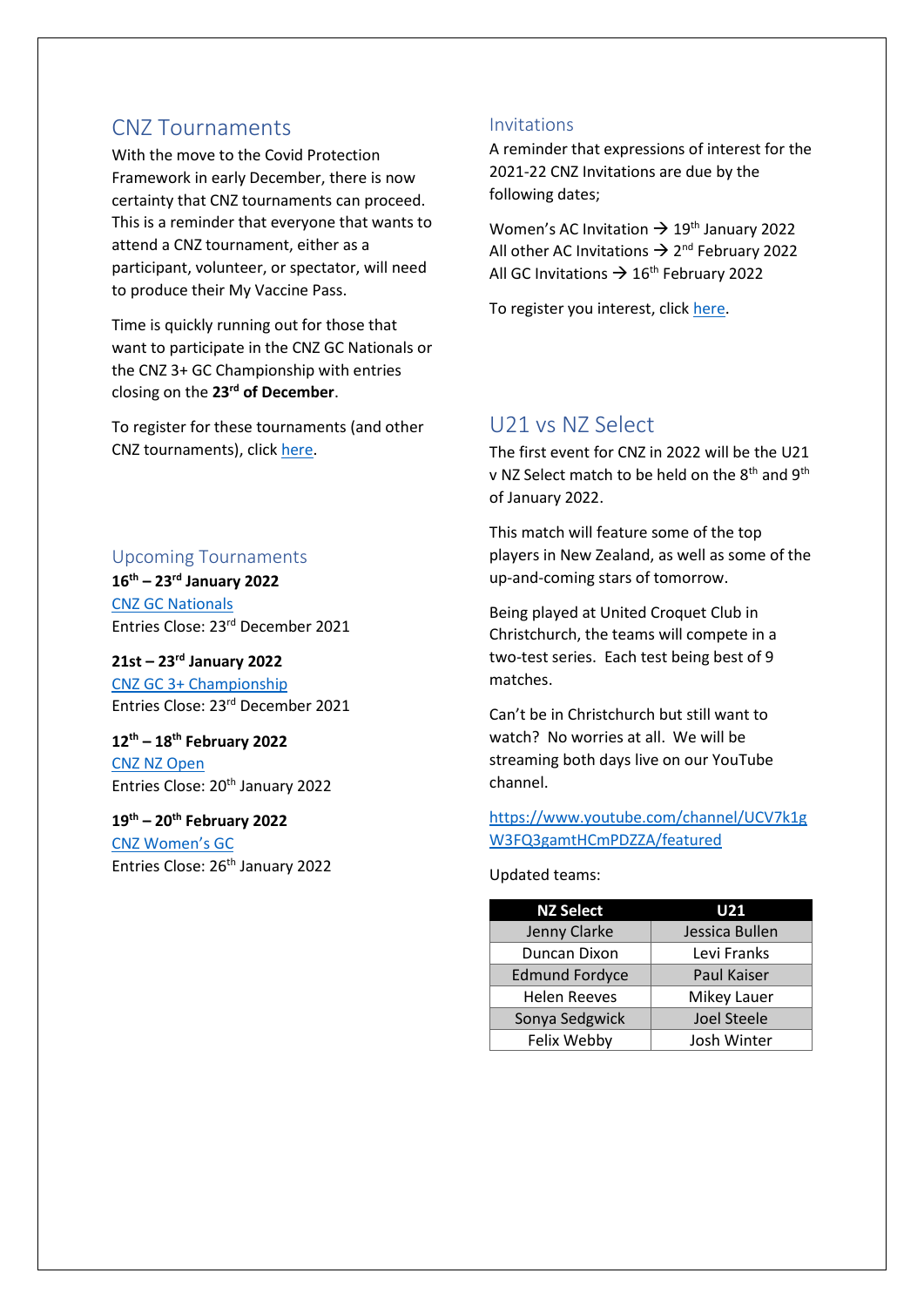## CNZ Tournaments

With the move to the Covid Protection Framework in early December, there is now certainty that CNZ tournaments can proceed. This is a reminder that everyone that wants to attend a CNZ tournament, either as a participant, volunteer, or spectator, will need to produce their My Vaccine Pass.

Time is quickly running out for those that want to participate in the CNZ GC Nationals or the CNZ 3+ GC Championship with entries closing on the **23rd of December**.

To register for these tournaments (and other CNZ tournaments), click here.

### Upcoming Tournaments

**16th – 23rd January 2022**
CNZ GC Nationals
Entries Close: 23rd December 2021

**21st – 23rd January 2022**
CNZ GC 3+ Championship
Entries Close: 23rd December 2021

**12th – 18th February 2022**
CNZ NZ Open
Entries Close: 20th January 2022

**19th – 20th February 2022**
CNZ Women's GC
Entries Close: 26th January 2022

### Invitations

A reminder that expressions of interest for the 2021-22 CNZ Invitations are due by the following dates;

Women's AC Invitation → 19th January 2022
All other AC Invitations → 2nd February 2022
All GC Invitations → 16th February 2022

To register you interest, click here.

## U21 vs NZ Select

The first event for CNZ in 2022 will be the U21 v NZ Select match to be held on the 8th and 9th of January 2022.

This match will feature some of the top players in New Zealand, as well as some of the up-and-coming stars of tomorrow.

Being played at United Croquet Club in Christchurch, the teams will compete in a two-test series. Each test being best of 9 matches.

Can't be in Christchurch but still want to watch? No worries at all. We will be streaming both days live on our YouTube channel.

https://www.youtube.com/channel/UCV7k1gW3FQ3gamtHCmPDZZA/featured

Updated teams:

| NZ Select | U21 |
| --- | --- |
| Jenny Clarke | Jessica Bullen |
| Duncan Dixon | Levi Franks |
| Edmund Fordyce | Paul Kaiser |
| Helen Reeves | Mikey Lauer |
| Sonya Sedgwick | Joel Steele |
| Felix Webby | Josh Winter |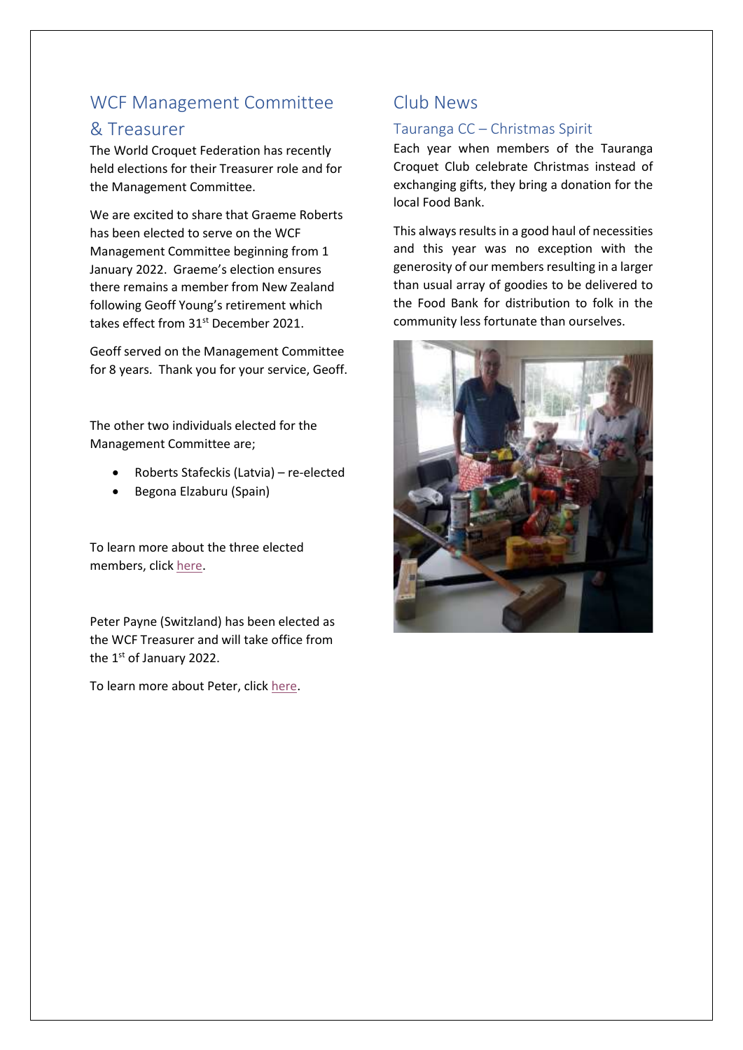## WCF Management Committee & Treasurer

The World Croquet Federation has recently held elections for their Treasurer role and for the Management Committee.

We are excited to share that Graeme Roberts has been elected to serve on the WCF Management Committee beginning from 1 January 2022. Graeme's election ensures there remains a member from New Zealand following Geoff Young's retirement which takes effect from 31st December 2021.

Geoff served on the Management Committee for 8 years. Thank you for your service, Geoff.

The other two individuals elected for the Management Committee are;

- Roberts Stafeckis (Latvia) – re-elected
- Begona Elzaburu (Spain)

To learn more about the three elected members, click here.

Peter Payne (Switzerland) has been elected as the WCF Treasurer and will take office from the 1st of January 2022.

To learn more about Peter, click here.

## Club News

### Tauranga CC – Christmas Spirit

Each year when members of the Tauranga Croquet Club celebrate Christmas instead of exchanging gifts, they bring a donation for the local Food Bank.

This always results in a good haul of necessities and this year was no exception with the generosity of our members resulting in a larger than usual array of goodies to be delivered to the Food Bank for distribution to folk in the community less fortunate than ourselves.